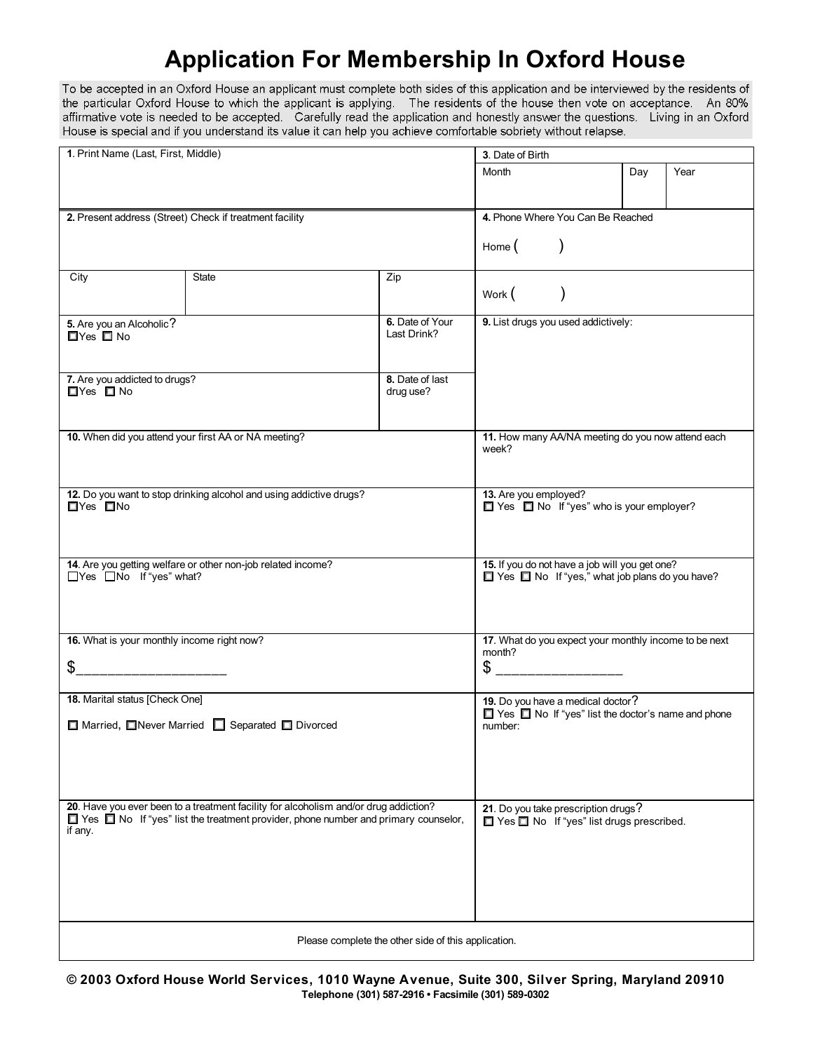# Application For Membership In Oxford House

To be accepted in an Oxford House an applicant must complete both sides of this application and be interviewed by the residents of the particular Oxford House to which the applicant is applying. The residents of the house then vote on acceptance. An 80% affirmative vote is needed to be accepted. Carefully read the application and honestly answer the questions. Living in an Oxford House is special and if you understand its value it can help you achieve comfortable sobriety without relapse.

**1**. Print Name (Last, First, Middle)

**3**. Date of Birth

Month | Day | Year

**2.** Present address (Street) Check if treatment facility

City | State | Zip

**4.** Phone Where You Can Be Reached

Home ( )

Work ( )

**5.** Are you an Alcoholic?
☐ Yes ☐ No

**6.** Date of Your Last Drink?

**7.** Are you addicted to drugs?
☐ Yes ☐ No

**8.** Date of last drug use?

**9.** List drugs you used addictively:

**10.** When did you attend your first AA or NA meeting?

**11.** How many AA/NA meeting do you now attend each week?

**12.** Do you want to stop drinking alcohol and using addictive drugs?
☐ Yes ☐ No

**13.** Are you employed?
☐ Yes ☐ No If "yes" who is your employer?

**14.** Are you getting welfare or other non-job related income?
☐ Yes ☐ No If "yes" what?

**15.** If you do not have a job will you get one?
☐ Yes ☐ No If "yes," what job plans do you have?

**16.** What is your monthly income right now?

$____________________

**17**. What do you expect your monthly income to be next month?

$ ________________

**18.** Marital status [Check One]

☐ Married, ☐ Never Married ☐ Separated ☐ Divorced

**19.** Do you have a medical doctor?
☐ Yes ☐ No If "yes" list the doctor's name and phone number:

**20**. Have you ever been to a treatment facility for alcoholism and/or drug addiction?
☐ Yes ☐ No If "yes" list the treatment provider, phone number and primary counselor, if any.

**21**. Do you take prescription drugs?
☐ Yes ☐ No If "yes" list drugs prescribed.

Please complete the other side of this application.

**© 2003 Oxford House World Services, 1010 Wayne Avenue, Suite 300, Silver Spring, Maryland 20910**
**Telephone (301) 587-2916 • Facsimile (301) 589-0302**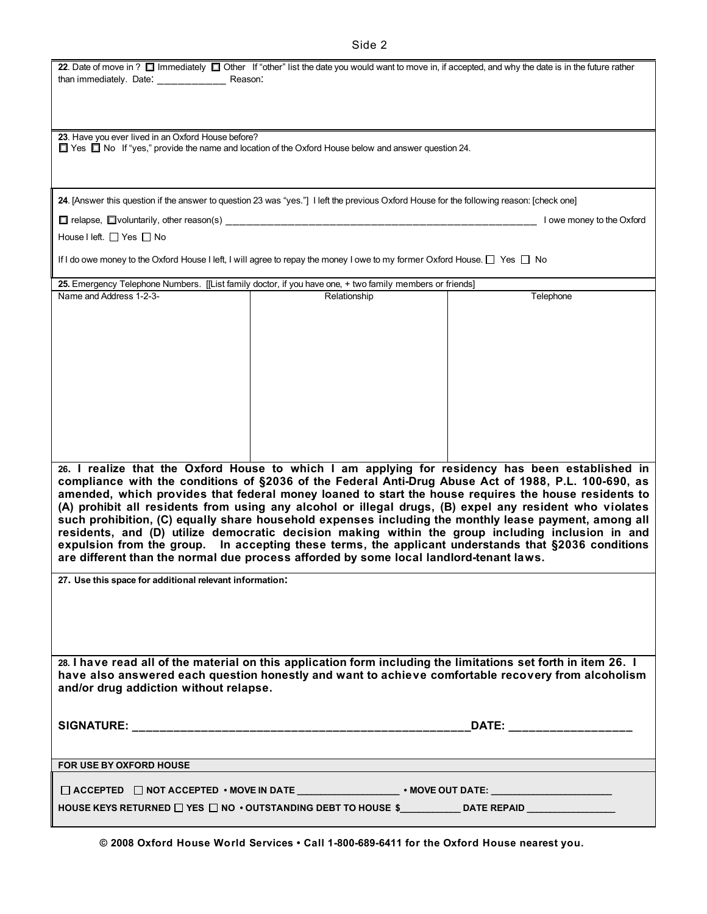**22**. Date of move in ? ☐ Immediately ☐ Other If "other" list the date you would want to move in, if accepted, and why the date is in the future rather than immediately. Date: ____________ Reason:

**23**. Have you ever lived in an Oxford House before?
☐ Yes ☐ No If "yes," provide the name and location of the Oxford House below and answer question 24.

**24**. [Answer this question if the answer to question 23 was "yes."] I left the previous Oxford House for the following reason: [check one]

☐ relapse, ☐ voluntarily, other reason(s) ________________________________________________________ I owe money to the Oxford House I left. ☐ Yes ☐ No

If I do owe money to the Oxford House I left, I will agree to repay the money I owe to my former Oxford House. ☐ Yes ☐ No

**25.** Emergency Telephone Numbers. [[List family doctor, if you have one, + two family members or friends]

| Name and Address 1-2-3- | Relationship | Telephone |
|---|---|---|
| | | |

**26. I realize that the Oxford House to which I am applying for residency has been established in compliance with the conditions of §2036 of the Federal Anti-Drug Abuse Act of 1988, P.L. 100-690, as amended, which provides that federal money loaned to start the house requires the house residents to (A) prohibit all residents from using any alcohol or illegal drugs, (B) expel any resident who violates such prohibition, (C) equally share household expenses including the monthly lease payment, among all residents, and (D) utilize democratic decision making within the group including inclusion in and expulsion from the group. In accepting these terms, the applicant understands that §2036 conditions are different than the normal due process afforded by some local landlord-tenant laws.**

**27. Use this space for additional relevant information:**

**28. I have read all of the material on this application form including the limitations set forth in item 26. I have also answered each question honestly and want to achieve comfortable recovery from alcoholism and/or drug addiction without relapse.**

**SIGNATURE: ____________________________________________________DATE: __________________**

**FOR USE BY OXFORD HOUSE**

**☐ ACCEPTED ☐ NOT ACCEPTED • MOVE IN DATE ___________________ • MOVE OUT DATE: ______________________**

**HOUSE KEYS RETURNED ☐ YES ☐ NO • OUTSTANDING DEBT TO HOUSE $___________ DATE REPAID ________________**

**© 2008 Oxford House World Services • Call 1-800-689-6411 for the Oxford House nearest you.**